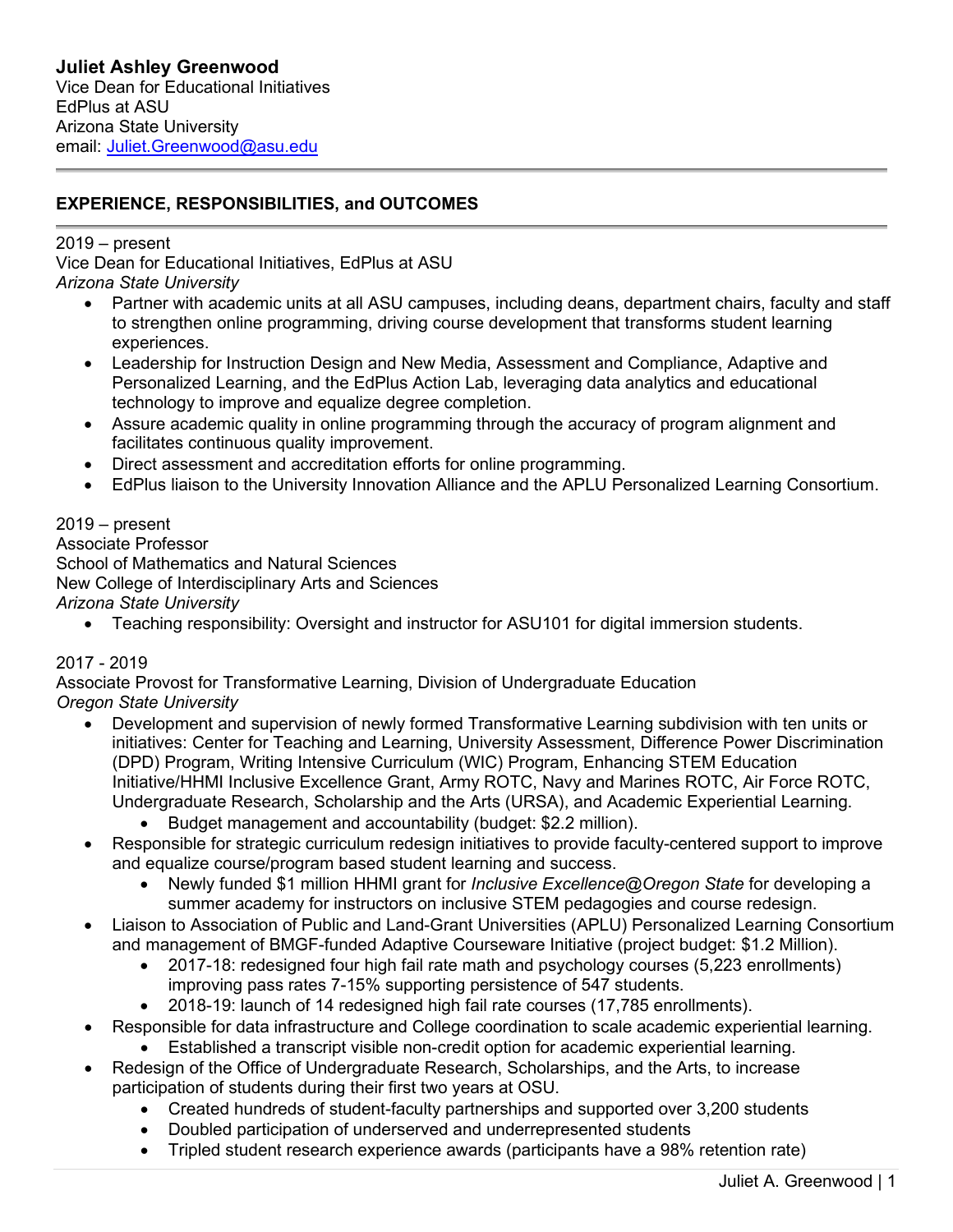**Juliet Ashley Greenwood**
Vice Dean for Educational Initiatives
EdPlus at ASU
Arizona State University
email: Juliet.Greenwood@asu.edu

---

## EXPERIENCE, RESPONSIBILITIES, and OUTCOMES

---

2019 – present
Vice Dean for Educational Initiatives, EdPlus at ASU
*Arizona State University*

- Partner with academic units at all ASU campuses, including deans, department chairs, faculty and staff to strengthen online programming, driving course development that transforms student learning experiences.
- Leadership for Instruction Design and New Media, Assessment and Compliance, Adaptive and Personalized Learning, and the EdPlus Action Lab, leveraging data analytics and educational technology to improve and equalize degree completion.
- Assure academic quality in online programming through the accuracy of program alignment and facilitates continuous quality improvement.
- Direct assessment and accreditation efforts for online programming.
- EdPlus liaison to the University Innovation Alliance and the APLU Personalized Learning Consortium.

2019 – present
Associate Professor
School of Mathematics and Natural Sciences
New College of Interdisciplinary Arts and Sciences
*Arizona State University*

- Teaching responsibility: Oversight and instructor for ASU101 for digital immersion students.

2017 - 2019
Associate Provost for Transformative Learning, Division of Undergraduate Education
*Oregon State University*

- Development and supervision of newly formed Transformative Learning subdivision with ten units or initiatives: Center for Teaching and Learning, University Assessment, Difference Power Discrimination (DPD) Program, Writing Intensive Curriculum (WIC) Program, Enhancing STEM Education Initiative/HHMI Inclusive Excellence Grant, Army ROTC, Navy and Marines ROTC, Air Force ROTC, Undergraduate Research, Scholarship and the Arts (URSA), and Academic Experiential Learning.
  - Budget management and accountability (budget: $2.2 million).
- Responsible for strategic curriculum redesign initiatives to provide faculty-centered support to improve and equalize course/program based student learning and success.
  - Newly funded $1 million HHMI grant for *Inclusive Excellence@Oregon State* for developing a summer academy for instructors on inclusive STEM pedagogies and course redesign.
- Liaison to Association of Public and Land-Grant Universities (APLU) Personalized Learning Consortium and management of BMGF-funded Adaptive Courseware Initiative (project budget: $1.2 Million).
  - 2017-18: redesigned four high fail rate math and psychology courses (5,223 enrollments) improving pass rates 7-15% supporting persistence of 547 students.
  - 2018-19: launch of 14 redesigned high fail rate courses (17,785 enrollments).
- Responsible for data infrastructure and College coordination to scale academic experiential learning.
  - Established a transcript visible non-credit option for academic experiential learning.
- Redesign of the Office of Undergraduate Research, Scholarships, and the Arts, to increase participation of students during their first two years at OSU.
  - Created hundreds of student-faculty partnerships and supported over 3,200 students
  - Doubled participation of underserved and underrepresented students
  - Tripled student research experience awards (participants have a 98% retention rate)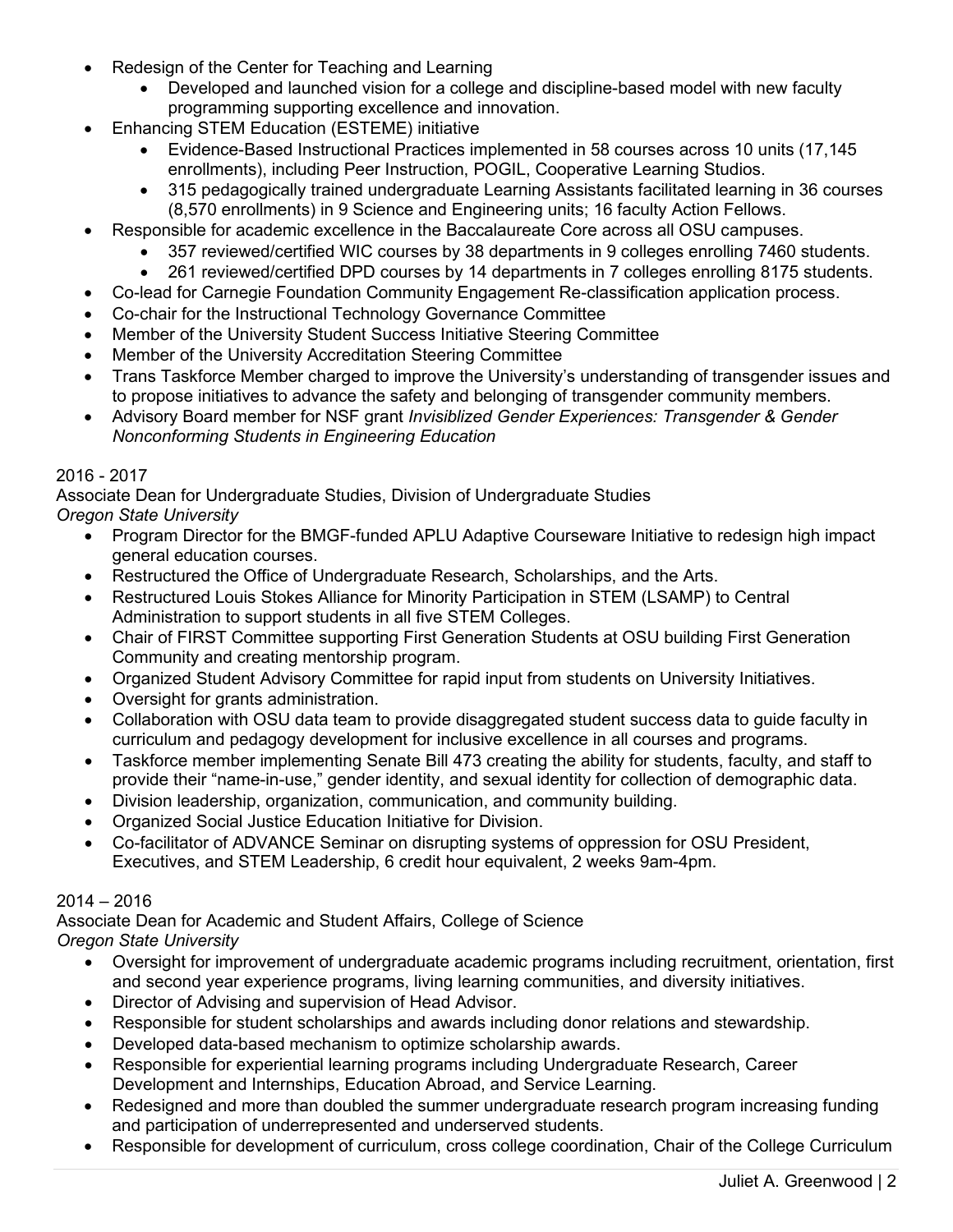- Redesign of the Center for Teaching and Learning
  - Developed and launched vision for a college and discipline-based model with new faculty programming supporting excellence and innovation.
- Enhancing STEM Education (ESTEME) initiative
  - Evidence-Based Instructional Practices implemented in 58 courses across 10 units (17,145 enrollments), including Peer Instruction, POGIL, Cooperative Learning Studios.
  - 315 pedagogically trained undergraduate Learning Assistants facilitated learning in 36 courses (8,570 enrollments) in 9 Science and Engineering units; 16 faculty Action Fellows.
- Responsible for academic excellence in the Baccalaureate Core across all OSU campuses.
  - 357 reviewed/certified WIC courses by 38 departments in 9 colleges enrolling 7460 students.
  - 261 reviewed/certified DPD courses by 14 departments in 7 colleges enrolling 8175 students.
- Co-lead for Carnegie Foundation Community Engagement Re-classification application process.
- Co-chair for the Instructional Technology Governance Committee
- Member of the University Student Success Initiative Steering Committee
- Member of the University Accreditation Steering Committee
- Trans Taskforce Member charged to improve the University's understanding of transgender issues and to propose initiatives to advance the safety and belonging of transgender community members.
- Advisory Board member for NSF grant *Invisiblized Gender Experiences: Transgender & Gender Nonconforming Students in Engineering Education*

2016 - 2017
Associate Dean for Undergraduate Studies, Division of Undergraduate Studies
*Oregon State University*

- Program Director for the BMGF-funded APLU Adaptive Courseware Initiative to redesign high impact general education courses.
- Restructured the Office of Undergraduate Research, Scholarships, and the Arts.
- Restructured Louis Stokes Alliance for Minority Participation in STEM (LSAMP) to Central Administration to support students in all five STEM Colleges.
- Chair of FIRST Committee supporting First Generation Students at OSU building First Generation Community and creating mentorship program.
- Organized Student Advisory Committee for rapid input from students on University Initiatives.
- Oversight for grants administration.
- Collaboration with OSU data team to provide disaggregated student success data to guide faculty in curriculum and pedagogy development for inclusive excellence in all courses and programs.
- Taskforce member implementing Senate Bill 473 creating the ability for students, faculty, and staff to provide their "name-in-use," gender identity, and sexual identity for collection of demographic data.
- Division leadership, organization, communication, and community building.
- Organized Social Justice Education Initiative for Division.
- Co-facilitator of ADVANCE Seminar on disrupting systems of oppression for OSU President, Executives, and STEM Leadership, 6 credit hour equivalent, 2 weeks 9am-4pm.

2014 – 2016
Associate Dean for Academic and Student Affairs, College of Science
*Oregon State University*

- Oversight for improvement of undergraduate academic programs including recruitment, orientation, first and second year experience programs, living learning communities, and diversity initiatives.
- Director of Advising and supervision of Head Advisor.
- Responsible for student scholarships and awards including donor relations and stewardship.
- Developed data-based mechanism to optimize scholarship awards.
- Responsible for experiential learning programs including Undergraduate Research, Career Development and Internships, Education Abroad, and Service Learning.
- Redesigned and more than doubled the summer undergraduate research program increasing funding and participation of underrepresented and underserved students.
- Responsible for development of curriculum, cross college coordination, Chair of the College Curriculum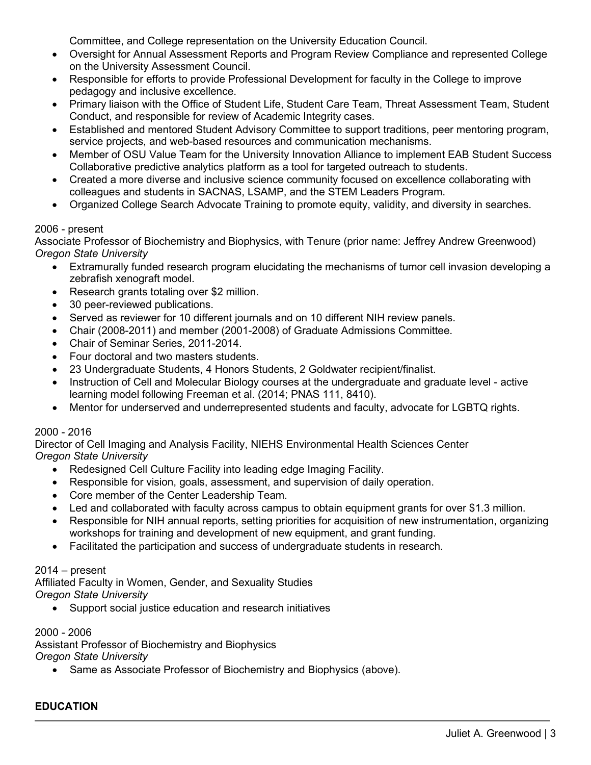Committee, and College representation on the University Education Council.

- Oversight for Annual Assessment Reports and Program Review Compliance and represented College on the University Assessment Council.
- Responsible for efforts to provide Professional Development for faculty in the College to improve pedagogy and inclusive excellence.
- Primary liaison with the Office of Student Life, Student Care Team, Threat Assessment Team, Student Conduct, and responsible for review of Academic Integrity cases.
- Established and mentored Student Advisory Committee to support traditions, peer mentoring program, service projects, and web-based resources and communication mechanisms.
- Member of OSU Value Team for the University Innovation Alliance to implement EAB Student Success Collaborative predictive analytics platform as a tool for targeted outreach to students.
- Created a more diverse and inclusive science community focused on excellence collaborating with colleagues and students in SACNAS, LSAMP, and the STEM Leaders Program.
- Organized College Search Advocate Training to promote equity, validity, and diversity in searches.

2006 - present
Associate Professor of Biochemistry and Biophysics, with Tenure (prior name: Jeffrey Andrew Greenwood)
*Oregon State University*

- Extramurally funded research program elucidating the mechanisms of tumor cell invasion developing a zebrafish xenograft model.
- Research grants totaling over $2 million.
- 30 peer-reviewed publications.
- Served as reviewer for 10 different journals and on 10 different NIH review panels.
- Chair (2008-2011) and member (2001-2008) of Graduate Admissions Committee.
- Chair of Seminar Series, 2011-2014.
- Four doctoral and two masters students.
- 23 Undergraduate Students, 4 Honors Students, 2 Goldwater recipient/finalist.
- Instruction of Cell and Molecular Biology courses at the undergraduate and graduate level - active learning model following Freeman et al. (2014; PNAS 111, 8410).
- Mentor for underserved and underrepresented students and faculty, advocate for LGBTQ rights.

2000 - 2016
Director of Cell Imaging and Analysis Facility, NIEHS Environmental Health Sciences Center
*Oregon State University*

- Redesigned Cell Culture Facility into leading edge Imaging Facility.
- Responsible for vision, goals, assessment, and supervision of daily operation.
- Core member of the Center Leadership Team.
- Led and collaborated with faculty across campus to obtain equipment grants for over $1.3 million.
- Responsible for NIH annual reports, setting priorities for acquisition of new instrumentation, organizing workshops for training and development of new equipment, and grant funding.
- Facilitated the participation and success of undergraduate students in research.

2014 – present
Affiliated Faculty in Women, Gender, and Sexuality Studies
*Oregon State University*

- Support social justice education and research initiatives

2000 - 2006
Assistant Professor of Biochemistry and Biophysics
*Oregon State University*

- Same as Associate Professor of Biochemistry and Biophysics (above).

## EDUCATION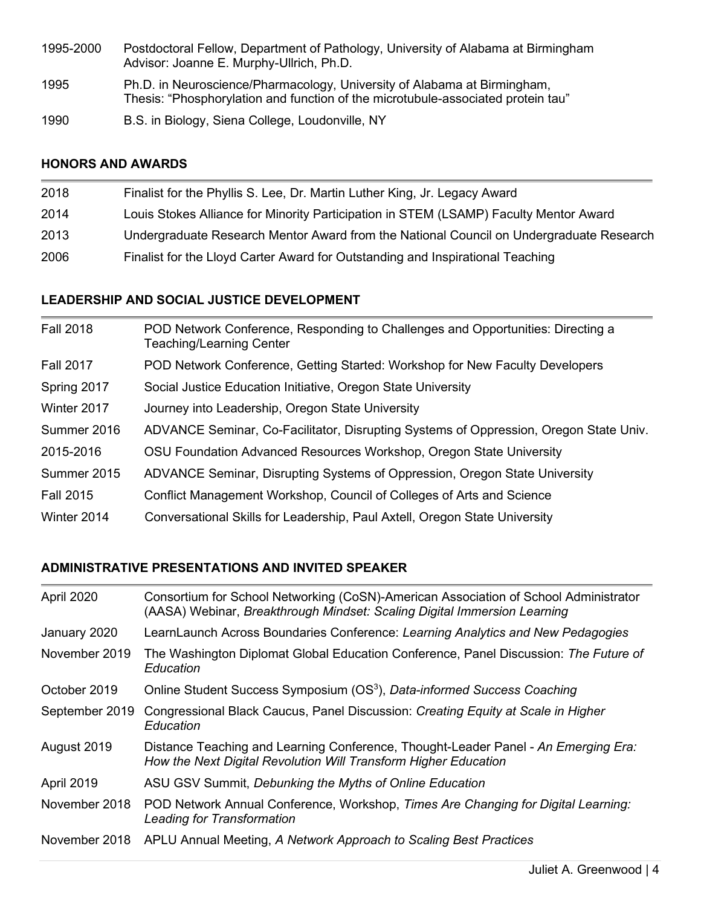| | |
|---|---|
| 1995-2000 | Postdoctoral Fellow, Department of Pathology, University of Alabama at Birmingham<br>Advisor: Joanne E. Murphy-Ullrich, Ph.D. |
| 1995 | Ph.D. in Neuroscience/Pharmacology, University of Alabama at Birmingham,<br>Thesis: "Phosphorylation and function of the microtubule-associated protein tau" |
| 1990 | B.S. in Biology, Siena College, Loudonville, NY |

## HONORS AND AWARDS

| | |
|---|---|
| 2018 | Finalist for the Phyllis S. Lee, Dr. Martin Luther King, Jr. Legacy Award |
| 2014 | Louis Stokes Alliance for Minority Participation in STEM (LSAMP) Faculty Mentor Award |
| 2013 | Undergraduate Research Mentor Award from the National Council on Undergraduate Research |
| 2006 | Finalist for the Lloyd Carter Award for Outstanding and Inspirational Teaching |

## LEADERSHIP AND SOCIAL JUSTICE DEVELOPMENT

| | |
|---|---|
| Fall 2018 | POD Network Conference, Responding to Challenges and Opportunities: Directing a Teaching/Learning Center |
| Fall 2017 | POD Network Conference, Getting Started: Workshop for New Faculty Developers |
| Spring 2017 | Social Justice Education Initiative, Oregon State University |
| Winter 2017 | Journey into Leadership, Oregon State University |
| Summer 2016 | ADVANCE Seminar, Co-Facilitator, Disrupting Systems of Oppression, Oregon State Univ. |
| 2015-2016 | OSU Foundation Advanced Resources Workshop, Oregon State University |
| Summer 2015 | ADVANCE Seminar, Disrupting Systems of Oppression, Oregon State University |
| Fall 2015 | Conflict Management Workshop, Council of Colleges of Arts and Science |
| Winter 2014 | Conversational Skills for Leadership, Paul Axtell, Oregon State University |

## ADMINISTRATIVE PRESENTATIONS AND INVITED SPEAKER

| | |
|---|---|
| April 2020 | Consortium for School Networking (CoSN)-American Association of School Administrator (AASA) Webinar, *Breakthrough Mindset: Scaling Digital Immersion Learning* |
| January 2020 | LearnLaunch Across Boundaries Conference: *Learning Analytics and New Pedagogies* |
| November 2019 | The Washington Diplomat Global Education Conference, Panel Discussion: *The Future of Education* |
| October 2019 | Online Student Success Symposium ($OS^3$), *Data-informed Success Coaching* |
| September 2019 | Congressional Black Caucus, Panel Discussion: *Creating Equity at Scale in Higher Education* |
| August 2019 | Distance Teaching and Learning Conference, Thought-Leader Panel - *An Emerging Era: How the Next Digital Revolution Will Transform Higher Education* |
| April 2019 | ASU GSV Summit, *Debunking the Myths of Online Education* |
| November 2018 | POD Network Annual Conference, Workshop, *Times Are Changing for Digital Learning: Leading for Transformation* |
| November 2018 | APLU Annual Meeting, *A Network Approach to Scaling Best Practices* |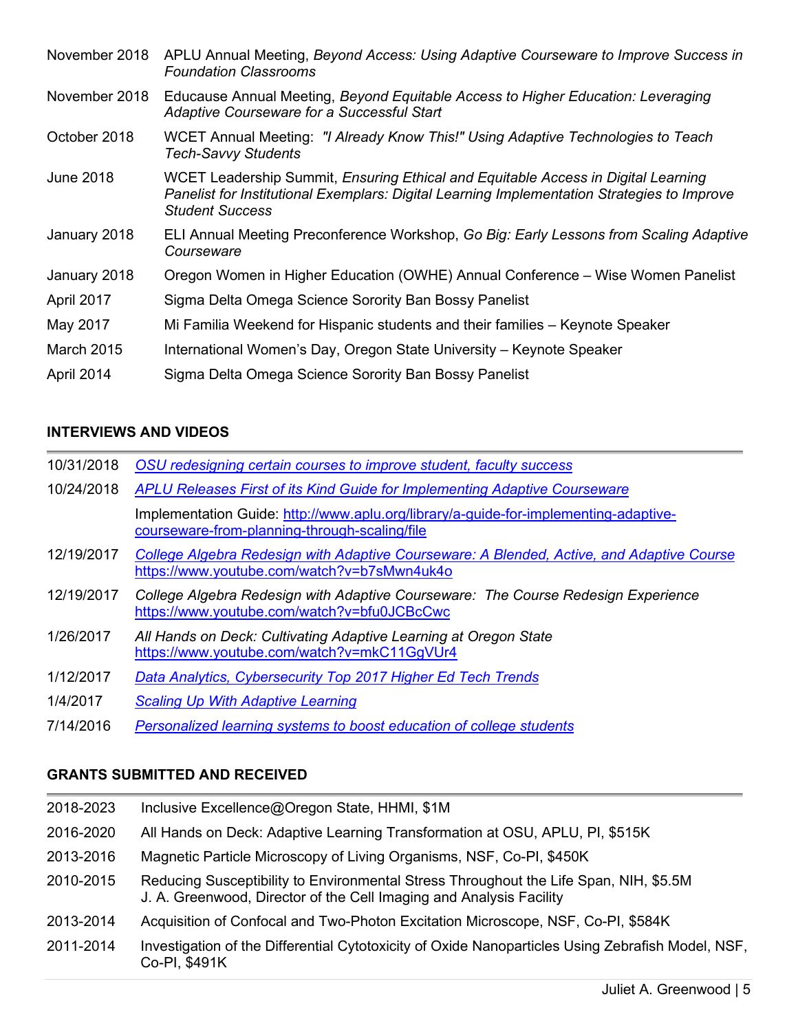| | |
|---|---|
| November 2018 | APLU Annual Meeting, *Beyond Access: Using Adaptive Courseware to Improve Success in Foundation Classrooms* |
| November 2018 | Educause Annual Meeting, *Beyond Equitable Access to Higher Education: Leveraging Adaptive Courseware for a Successful Start* |
| October 2018 | WCET Annual Meeting: *"I Already Know This!" Using Adaptive Technologies to Teach Tech-Savvy Students* |
| June 2018 | WCET Leadership Summit, *Ensuring Ethical and Equitable Access in Digital Learning Panelist for Institutional Exemplars: Digital Learning Implementation Strategies to Improve Student Success* |
| January 2018 | ELI Annual Meeting Preconference Workshop, *Go Big: Early Lessons from Scaling Adaptive Courseware* |
| January 2018 | Oregon Women in Higher Education (OWHE) Annual Conference – Wise Women Panelist |
| April 2017 | Sigma Delta Omega Science Sorority Ban Bossy Panelist |
| May 2017 | Mi Familia Weekend for Hispanic students and their families – Keynote Speaker |
| March 2015 | International Women's Day, Oregon State University – Keynote Speaker |
| April 2014 | Sigma Delta Omega Science Sorority Ban Bossy Panelist |

## INTERVIEWS AND VIDEOS

| | |
|---|---|
| 10/31/2018 | *OSU redesigning certain courses to improve student, faculty success* |
| 10/24/2018 | *APLU Releases First of its Kind Guide for Implementing Adaptive Courseware* |
| | Implementation Guide: http://www.aplu.org/library/a-guide-for-implementing-adaptive-courseware-from-planning-through-scaling/file |
| 12/19/2017 | *College Algebra Redesign with Adaptive Courseware: A Blended, Active, and Adaptive Course* https://www.youtube.com/watch?v=b7sMwn4uk4o |
| 12/19/2017 | *College Algebra Redesign with Adaptive Courseware: The Course Redesign Experience* https://www.youtube.com/watch?v=bfu0JCBcCwc |
| 1/26/2017 | *All Hands on Deck: Cultivating Adaptive Learning at Oregon State* https://www.youtube.com/watch?v=mkC11GgVUr4 |
| 1/12/2017 | *Data Analytics, Cybersecurity Top 2017 Higher Ed Tech Trends* |
| 1/4/2017 | *Scaling Up With Adaptive Learning* |
| 7/14/2016 | *Personalized learning systems to boost education of college students* |

## GRANTS SUBMITTED AND RECEIVED

| | |
|---|---|
| 2018-2023 | Inclusive Excellence@Oregon State, HHMI, $1M |
| 2016-2020 | All Hands on Deck: Adaptive Learning Transformation at OSU, APLU, PI, $515K |
| 2013-2016 | Magnetic Particle Microscopy of Living Organisms, NSF, Co-PI, $450K |
| 2010-2015 | Reducing Susceptibility to Environmental Stress Throughout the Life Span, NIH, $5.5M J. A. Greenwood, Director of the Cell Imaging and Analysis Facility |
| 2013-2014 | Acquisition of Confocal and Two-Photon Excitation Microscope, NSF, Co-PI, $584K |
| 2011-2014 | Investigation of the Differential Cytotoxicity of Oxide Nanoparticles Using Zebrafish Model, NSF, Co-PI, $491K |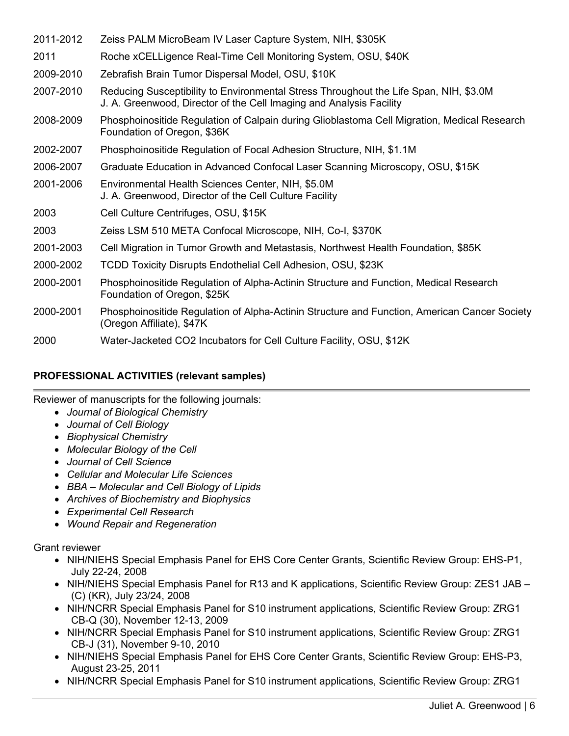2011-2012 Zeiss PALM MicroBeam IV Laser Capture System, NIH, $305K

2011 Roche xCELLigence Real-Time Cell Monitoring System, OSU, $40K

2009-2010 Zebrafish Brain Tumor Dispersal Model, OSU, $10K

2007-2010 Reducing Susceptibility to Environmental Stress Throughout the Life Span, NIH, $3.0M
J. A. Greenwood, Director of the Cell Imaging and Analysis Facility

2008-2009 Phosphoinositide Regulation of Calpain during Glioblastoma Cell Migration, Medical Research Foundation of Oregon, $36K

2002-2007 Phosphoinositide Regulation of Focal Adhesion Structure, NIH, $1.1M

2006-2007 Graduate Education in Advanced Confocal Laser Scanning Microscopy, OSU, $15K

2001-2006 Environmental Health Sciences Center, NIH, $5.0M
J. A. Greenwood, Director of the Cell Culture Facility

2003 Cell Culture Centrifuges, OSU, $15K

2003 Zeiss LSM 510 META Confocal Microscope, NIH, Co-I, $370K

2001-2003 Cell Migration in Tumor Growth and Metastasis, Northwest Health Foundation, $85K

2000-2002 TCDD Toxicity Disrupts Endothelial Cell Adhesion, OSU, $23K

2000-2001 Phosphoinositide Regulation of Alpha-Actinin Structure and Function, Medical Research Foundation of Oregon, $25K

2000-2001 Phosphoinositide Regulation of Alpha-Actinin Structure and Function, American Cancer Society (Oregon Affiliate), $47K

2000 Water-Jacketed CO2 Incubators for Cell Culture Facility, OSU, $12K

## PROFESSIONAL ACTIVITIES (relevant samples)

Reviewer of manuscripts for the following journals:

- *Journal of Biological Chemistry*
- *Journal of Cell Biology*
- *Biophysical Chemistry*
- *Molecular Biology of the Cell*
- *Journal of Cell Science*
- *Cellular and Molecular Life Sciences*
- *BBA – Molecular and Cell Biology of Lipids*
- *Archives of Biochemistry and Biophysics*
- *Experimental Cell Research*
- *Wound Repair and Regeneration*

Grant reviewer

- NIH/NIEHS Special Emphasis Panel for EHS Core Center Grants, Scientific Review Group: EHS-P1, July 22-24, 2008
- NIH/NIEHS Special Emphasis Panel for R13 and K applications, Scientific Review Group: ZES1 JAB – (C) (KR), July 23/24, 2008
- NIH/NCRR Special Emphasis Panel for S10 instrument applications, Scientific Review Group: ZRG1 CB-Q (30), November 12-13, 2009
- NIH/NCRR Special Emphasis Panel for S10 instrument applications, Scientific Review Group: ZRG1 CB-J (31), November 9-10, 2010
- NIH/NIEHS Special Emphasis Panel for EHS Core Center Grants, Scientific Review Group: EHS-P3, August 23-25, 2011
- NIH/NCRR Special Emphasis Panel for S10 instrument applications, Scientific Review Group: ZRG1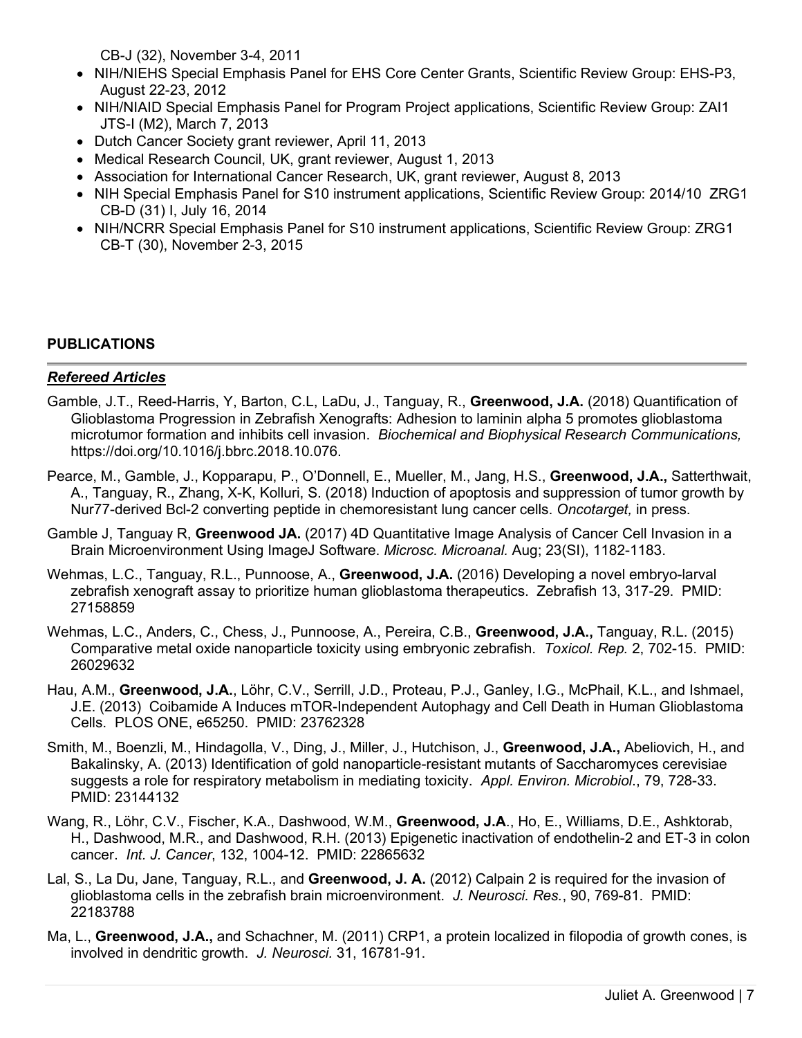CB-J (32), November 3-4, 2011

- NIH/NIEHS Special Emphasis Panel for EHS Core Center Grants, Scientific Review Group: EHS-P3, August 22-23, 2012
- NIH/NIAID Special Emphasis Panel for Program Project applications, Scientific Review Group: ZAI1 JTS-I (M2), March 7, 2013
- Dutch Cancer Society grant reviewer, April 11, 2013
- Medical Research Council, UK, grant reviewer, August 1, 2013
- Association for International Cancer Research, UK, grant reviewer, August 8, 2013
- NIH Special Emphasis Panel for S10 instrument applications, Scientific Review Group: 2014/10 ZRG1 CB-D (31) I, July 16, 2014
- NIH/NCRR Special Emphasis Panel for S10 instrument applications, Scientific Review Group: ZRG1 CB-T (30), November 2-3, 2015

## PUBLICATIONS

### ***Refereed Articles***

Gamble, J.T., Reed-Harris, Y, Barton, C.L, LaDu, J., Tanguay, R., **Greenwood, J.A.** (2018) Quantification of Glioblastoma Progression in Zebrafish Xenografts: Adhesion to laminin alpha 5 promotes glioblastoma microtumor formation and inhibits cell invasion. *Biochemical and Biophysical Research Communications,* https://doi.org/10.1016/j.bbrc.2018.10.076.

Pearce, M., Gamble, J., Kopparapu, P., O'Donnell, E., Mueller, M., Jang, H.S., **Greenwood, J.A.,** Satterthwait, A., Tanguay, R., Zhang, X-K, Kolluri, S. (2018) Induction of apoptosis and suppression of tumor growth by Nur77-derived Bcl-2 converting peptide in chemoresistant lung cancer cells. *Oncotarget,* in press.

Gamble J, Tanguay R, **Greenwood JA.** (2017) 4D Quantitative Image Analysis of Cancer Cell Invasion in a Brain Microenvironment Using ImageJ Software. *Microsc. Microanal.* Aug; 23(SI), 1182-1183.

Wehmas, L.C., Tanguay, R.L., Punnoose, A., **Greenwood, J.A.** (2016) Developing a novel embryo-larval zebrafish xenograft assay to prioritize human glioblastoma therapeutics. Zebrafish 13, 317-29. PMID: 27158859

Wehmas, L.C., Anders, C., Chess, J., Punnoose, A., Pereira, C.B., **Greenwood, J.A.,** Tanguay, R.L. (2015) Comparative metal oxide nanoparticle toxicity using embryonic zebrafish. *Toxicol. Rep.* 2, 702-15. PMID: 26029632

Hau, A.M., **Greenwood, J.A.**, Löhr, C.V., Serrill, J.D., Proteau, P.J., Ganley, I.G., McPhail, K.L., and Ishmael, J.E. (2013) Coibamide A Induces mTOR-Independent Autophagy and Cell Death in Human Glioblastoma Cells. PLOS ONE, e65250. PMID: 23762328

Smith, M., Boenzli, M., Hindagolla, V., Ding, J., Miller, J., Hutchison, J., **Greenwood, J.A.,** Abeliovich, H., and Bakalinsky, A. (2013) Identification of gold nanoparticle-resistant mutants of Saccharomyces cerevisiae suggests a role for respiratory metabolism in mediating toxicity. *Appl. Environ. Microbiol*., 79, 728-33. PMID: 23144132

Wang, R., Löhr, C.V., Fischer, K.A., Dashwood, W.M., **Greenwood, J.A**., Ho, E., Williams, D.E., Ashktorab, H., Dashwood, M.R., and Dashwood, R.H. (2013) Epigenetic inactivation of endothelin-2 and ET-3 in colon cancer. *Int. J. Cancer*, 132, 1004-12. PMID: 22865632

Lal, S., La Du, Jane, Tanguay, R.L., and **Greenwood, J. A.** (2012) Calpain 2 is required for the invasion of glioblastoma cells in the zebrafish brain microenvironment. *J. Neurosci. Res.*, 90, 769-81. PMID: 22183788

Ma, L., **Greenwood, J.A.,** and Schachner, M. (2011) CRP1, a protein localized in filopodia of growth cones, is involved in dendritic growth. *J. Neurosci.* 31, 16781-91.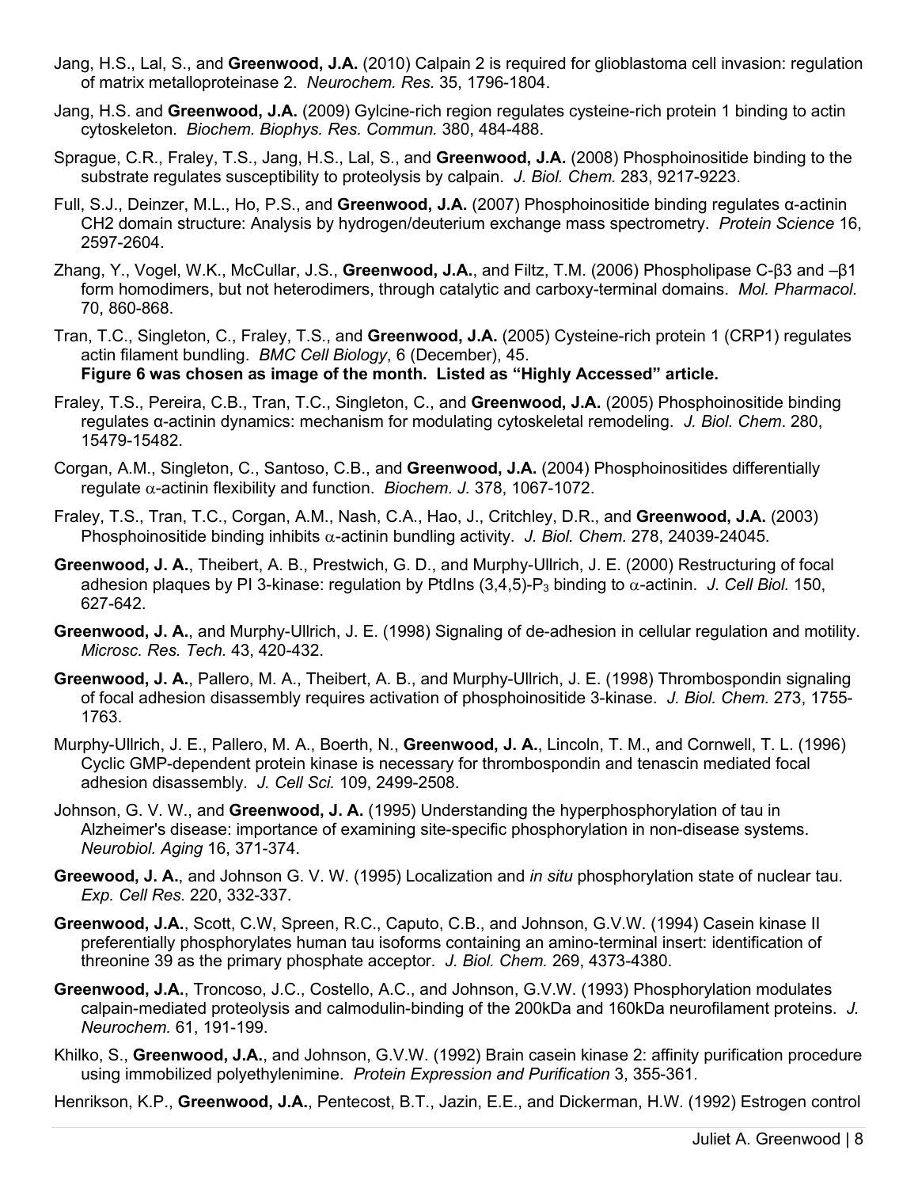Jang, H.S., Lal, S., and **Greenwood, J.A.** (2010) Calpain 2 is required for glioblastoma cell invasion: regulation of matrix metalloproteinase 2. *Neurochem. Res.* 35, 1796-1804.

Jang, H.S. and **Greenwood, J.A.** (2009) Gylcine-rich region regulates cysteine-rich protein 1 binding to actin cytoskeleton. *Biochem. Biophys. Res. Commun.* 380, 484-488.

Sprague, C.R., Fraley, T.S., Jang, H.S., Lal, S., and **Greenwood, J.A.** (2008) Phosphoinositide binding to the substrate regulates susceptibility to proteolysis by calpain. *J. Biol. Chem.* 283, 9217-9223.

Full, S.J., Deinzer, M.L., Ho, P.S., and **Greenwood, J.A.** (2007) Phosphoinositide binding regulates α-actinin CH2 domain structure: Analysis by hydrogen/deuterium exchange mass spectrometry. *Protein Science* 16, 2597-2604.

Zhang, Y., Vogel, W.K., McCullar, J.S., **Greenwood, J.A.**, and Filtz, T.M. (2006) Phospholipase C-β3 and –β1 form homodimers, but not heterodimers, through catalytic and carboxy-terminal domains. *Mol. Pharmacol.* 70, 860-868.

Tran, T.C., Singleton, C., Fraley, T.S., and **Greenwood, J.A.** (2005) Cysteine-rich protein 1 (CRP1) regulates actin filament bundling. *BMC Cell Biology*, 6 (December), 45.
**Figure 6 was chosen as image of the month. Listed as "Highly Accessed" article.**

Fraley, T.S., Pereira, C.B., Tran, T.C., Singleton, C., and **Greenwood, J.A.** (2005) Phosphoinositide binding regulates α-actinin dynamics: mechanism for modulating cytoskeletal remodeling. *J. Biol. Chem*. 280, 15479-15482.

Corgan, A.M., Singleton, C., Santoso, C.B., and **Greenwood, J.A.** (2004) Phosphoinositides differentially regulate α-actinin flexibility and function. *Biochem. J.* 378, 1067-1072.

Fraley, T.S., Tran, T.C., Corgan, A.M., Nash, C.A., Hao, J., Critchley, D.R., and **Greenwood, J.A.** (2003) Phosphoinositide binding inhibits α-actinin bundling activity. *J. Biol. Chem.* 278, 24039-24045.

**Greenwood, J. A.**, Theibert, A. B., Prestwich, G. D., and Murphy-Ullrich, J. E. (2000) Restructuring of focal adhesion plaques by PI 3-kinase: regulation by PtdIns (3,4,5)-$P_3$ binding to α-actinin. *J. Cell Biol.* 150, 627-642.

**Greenwood, J. A.**, and Murphy-Ullrich, J. E. (1998) Signaling of de-adhesion in cellular regulation and motility. *Microsc. Res. Tech.* 43, 420-432.

**Greenwood, J. A.**, Pallero, M. A., Theibert, A. B., and Murphy-Ullrich, J. E. (1998) Thrombospondin signaling of focal adhesion disassembly requires activation of phosphoinositide 3-kinase. *J. Biol. Chem.* 273, 1755-1763.

Murphy-Ullrich, J. E., Pallero, M. A., Boerth, N., **Greenwood, J. A.**, Lincoln, T. M., and Cornwell, T. L. (1996) Cyclic GMP-dependent protein kinase is necessary for thrombospondin and tenascin mediated focal adhesion disassembly. *J. Cell Sci.* 109, 2499-2508.

Johnson, G. V. W., and **Greenwood, J. A.** (1995) Understanding the hyperphosphorylation of tau in Alzheimer's disease: importance of examining site-specific phosphorylation in non-disease systems. *Neurobiol. Aging* 16, 371-374.

**Greewood, J. A.**, and Johnson G. V. W. (1995) Localization and *in situ* phosphorylation state of nuclear tau. *Exp. Cell Res.* 220, 332-337.

**Greenwood, J.A.**, Scott, C.W, Spreen, R.C., Caputo, C.B., and Johnson, G.V.W. (1994) Casein kinase II preferentially phosphorylates human tau isoforms containing an amino-terminal insert: identification of threonine 39 as the primary phosphate acceptor. *J. Biol. Chem.* 269, 4373-4380.

**Greenwood, J.A.**, Troncoso, J.C., Costello, A.C., and Johnson, G.V.W. (1993) Phosphorylation modulates calpain-mediated proteolysis and calmodulin-binding of the 200kDa and 160kDa neurofilament proteins. *J. Neurochem.* 61, 191-199.

Khilko, S., **Greenwood, J.A.**, and Johnson, G.V.W. (1992) Brain casein kinase 2: affinity purification procedure using immobilized polyethylenimine. *Protein Expression and Purification* 3, 355-361.

Henrikson, K.P., **Greenwood, J.A.**, Pentecost, B.T., Jazin, E.E., and Dickerman, H.W. (1992) Estrogen control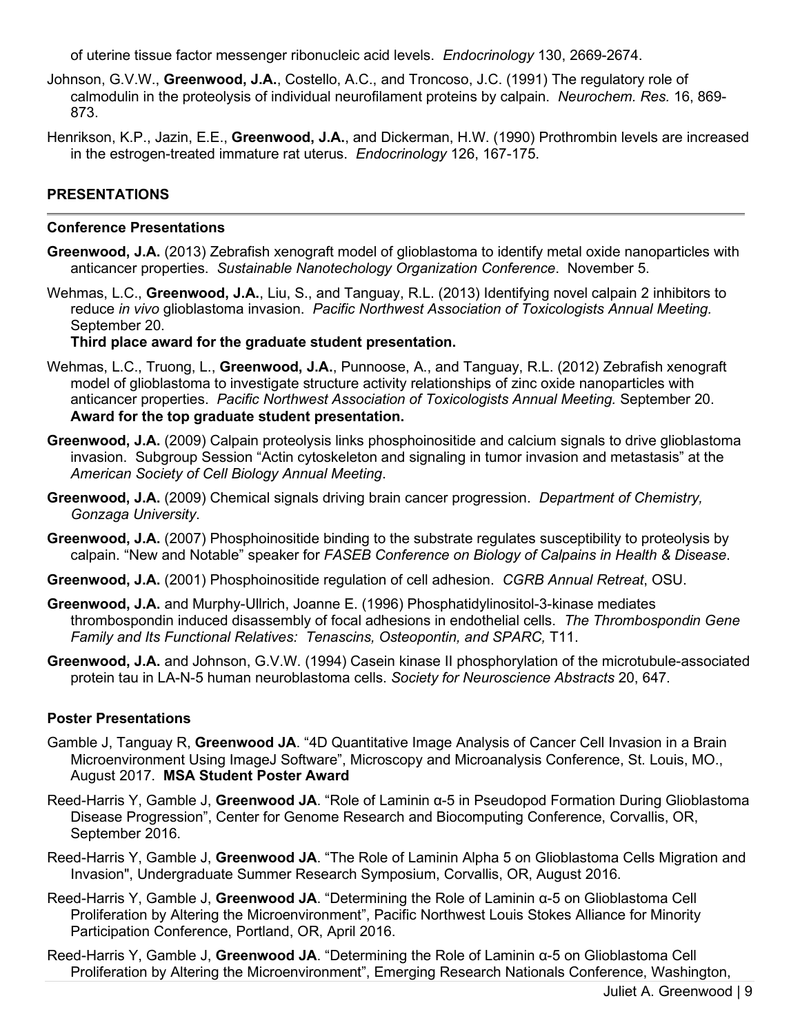of uterine tissue factor messenger ribonucleic acid levels. *Endocrinology* 130, 2669-2674.

Johnson, G.V.W., **Greenwood, J.A.**, Costello, A.C., and Troncoso, J.C. (1991) The regulatory role of calmodulin in the proteolysis of individual neurofilament proteins by calpain. *Neurochem. Res.* 16, 869-873.

Henrikson, K.P., Jazin, E.E., **Greenwood, J.A.**, and Dickerman, H.W. (1990) Prothrombin levels are increased in the estrogen-treated immature rat uterus. *Endocrinology* 126, 167-175.

## PRESENTATIONS

### Conference Presentations

**Greenwood, J.A.** (2013) Zebrafish xenograft model of glioblastoma to identify metal oxide nanoparticles with anticancer properties. *Sustainable Nanotechology Organization Conference*. November 5.

Wehmas, L.C., **Greenwood, J.A.**, Liu, S., and Tanguay, R.L. (2013) Identifying novel calpain 2 inhibitors to reduce *in vivo* glioblastoma invasion. *Pacific Northwest Association of Toxicologists Annual Meeting.* September 20.
**Third place award for the graduate student presentation.**

Wehmas, L.C., Truong, L., **Greenwood, J.A.**, Punnoose, A., and Tanguay, R.L. (2012) Zebrafish xenograft model of glioblastoma to investigate structure activity relationships of zinc oxide nanoparticles with anticancer properties. *Pacific Northwest Association of Toxicologists Annual Meeting.* September 20.
**Award for the top graduate student presentation.**

**Greenwood, J.A.** (2009) Calpain proteolysis links phosphoinositide and calcium signals to drive glioblastoma invasion. Subgroup Session "Actin cytoskeleton and signaling in tumor invasion and metastasis" at the *American Society of Cell Biology Annual Meeting*.

**Greenwood, J.A.** (2009) Chemical signals driving brain cancer progression. *Department of Chemistry, Gonzaga University*.

**Greenwood, J.A.** (2007) Phosphoinositide binding to the substrate regulates susceptibility to proteolysis by calpain. "New and Notable" speaker for *FASEB Conference on Biology of Calpains in Health & Disease*.

**Greenwood, J.A.** (2001) Phosphoinositide regulation of cell adhesion. *CGRB Annual Retreat*, OSU.

**Greenwood, J.A.** and Murphy-Ullrich, Joanne E. (1996) Phosphatidylinositol-3-kinase mediates thrombospondin induced disassembly of focal adhesions in endothelial cells. *The Thrombospondin Gene Family and Its Functional Relatives: Tenascins, Osteopontin, and SPARC,* T11.

**Greenwood, J.A.** and Johnson, G.V.W. (1994) Casein kinase II phosphorylation of the microtubule-associated protein tau in LA-N-5 human neuroblastoma cells. *Society for Neuroscience Abstracts* 20, 647.

### Poster Presentations

Gamble J, Tanguay R, **Greenwood JA**. "4D Quantitative Image Analysis of Cancer Cell Invasion in a Brain Microenvironment Using ImageJ Software", Microscopy and Microanalysis Conference, St. Louis, MO., August 2017. **MSA Student Poster Award**

Reed-Harris Y, Gamble J, **Greenwood JA**. "Role of Laminin α-5 in Pseudopod Formation During Glioblastoma Disease Progression", Center for Genome Research and Biocomputing Conference, Corvallis, OR, September 2016.

Reed-Harris Y, Gamble J, **Greenwood JA**. "The Role of Laminin Alpha 5 on Glioblastoma Cells Migration and Invasion", Undergraduate Summer Research Symposium, Corvallis, OR, August 2016.

Reed-Harris Y, Gamble J, **Greenwood JA**. "Determining the Role of Laminin α-5 on Glioblastoma Cell Proliferation by Altering the Microenvironment", Pacific Northwest Louis Stokes Alliance for Minority Participation Conference, Portland, OR, April 2016.

Reed-Harris Y, Gamble J, **Greenwood JA**. "Determining the Role of Laminin α-5 on Glioblastoma Cell Proliferation by Altering the Microenvironment", Emerging Research Nationals Conference, Washington,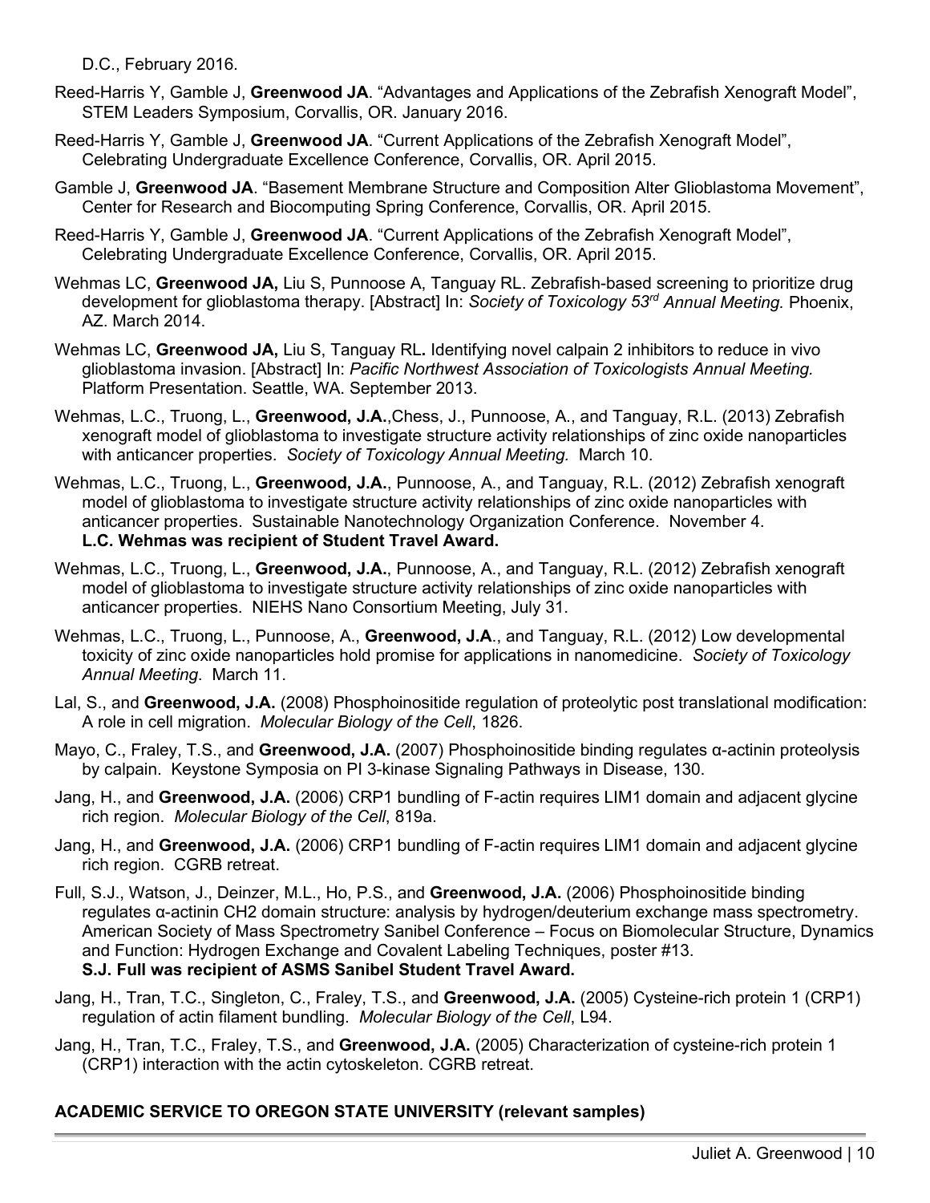D.C., February 2016.

Reed-Harris Y, Gamble J, **Greenwood JA**. "Advantages and Applications of the Zebrafish Xenograft Model", STEM Leaders Symposium, Corvallis, OR. January 2016.

Reed-Harris Y, Gamble J, **Greenwood JA**. "Current Applications of the Zebrafish Xenograft Model", Celebrating Undergraduate Excellence Conference, Corvallis, OR. April 2015.

Gamble J, **Greenwood JA**. "Basement Membrane Structure and Composition Alter Glioblastoma Movement", Center for Research and Biocomputing Spring Conference, Corvallis, OR. April 2015.

Reed-Harris Y, Gamble J, **Greenwood JA**. "Current Applications of the Zebrafish Xenograft Model", Celebrating Undergraduate Excellence Conference, Corvallis, OR. April 2015.

Wehmas LC, **Greenwood JA,** Liu S, Punnoose A, Tanguay RL. Zebrafish-based screening to prioritize drug development for glioblastoma therapy. [Abstract] In: *Society of Toxicology 53rd Annual Meeting.* Phoenix, AZ. March 2014.

Wehmas LC, **Greenwood JA,** Liu S, Tanguay RL**.** Identifying novel calpain 2 inhibitors to reduce in vivo glioblastoma invasion. [Abstract] In: *Pacific Northwest Association of Toxicologists Annual Meeting.* Platform Presentation. Seattle, WA. September 2013.

Wehmas, L.C., Truong, L., **Greenwood, J.A.**,Chess, J., Punnoose, A., and Tanguay, R.L. (2013) Zebrafish xenograft model of glioblastoma to investigate structure activity relationships of zinc oxide nanoparticles with anticancer properties. *Society of Toxicology Annual Meeting.* March 10.

Wehmas, L.C., Truong, L., **Greenwood, J.A.**, Punnoose, A., and Tanguay, R.L. (2012) Zebrafish xenograft model of glioblastoma to investigate structure activity relationships of zinc oxide nanoparticles with anticancer properties. Sustainable Nanotechnology Organization Conference. November 4.
**L.C. Wehmas was recipient of Student Travel Award.**

Wehmas, L.C., Truong, L., **Greenwood, J.A.**, Punnoose, A., and Tanguay, R.L. (2012) Zebrafish xenograft model of glioblastoma to investigate structure activity relationships of zinc oxide nanoparticles with anticancer properties. NIEHS Nano Consortium Meeting, July 31.

Wehmas, L.C., Truong, L., Punnoose, A., **Greenwood, J.A**., and Tanguay, R.L. (2012) Low developmental toxicity of zinc oxide nanoparticles hold promise for applications in nanomedicine. *Society of Toxicology Annual Meeting*. March 11.

Lal, S., and **Greenwood, J.A.** (2008) Phosphoinositide regulation of proteolytic post translational modification: A role in cell migration. *Molecular Biology of the Cell*, 1826.

Mayo, C., Fraley, T.S., and **Greenwood, J.A.** (2007) Phosphoinositide binding regulates α-actinin proteolysis by calpain. Keystone Symposia on PI 3-kinase Signaling Pathways in Disease, 130.

Jang, H., and **Greenwood, J.A.** (2006) CRP1 bundling of F-actin requires LIM1 domain and adjacent glycine rich region. *Molecular Biology of the Cell*, 819a.

Jang, H., and **Greenwood, J.A.** (2006) CRP1 bundling of F-actin requires LIM1 domain and adjacent glycine rich region. CGRB retreat.

Full, S.J., Watson, J., Deinzer, M.L., Ho, P.S., and **Greenwood, J.A.** (2006) Phosphoinositide binding regulates α-actinin CH2 domain structure: analysis by hydrogen/deuterium exchange mass spectrometry. American Society of Mass Spectrometry Sanibel Conference – Focus on Biomolecular Structure, Dynamics and Function: Hydrogen Exchange and Covalent Labeling Techniques, poster #13.
**S.J. Full was recipient of ASMS Sanibel Student Travel Award.**

Jang, H., Tran, T.C., Singleton, C., Fraley, T.S., and **Greenwood, J.A.** (2005) Cysteine-rich protein 1 (CRP1) regulation of actin filament bundling. *Molecular Biology of the Cell*, L94.

Jang, H., Tran, T.C., Fraley, T.S., and **Greenwood, J.A.** (2005) Characterization of cysteine-rich protein 1 (CRP1) interaction with the actin cytoskeleton. CGRB retreat.

## ACADEMIC SERVICE TO OREGON STATE UNIVERSITY (relevant samples)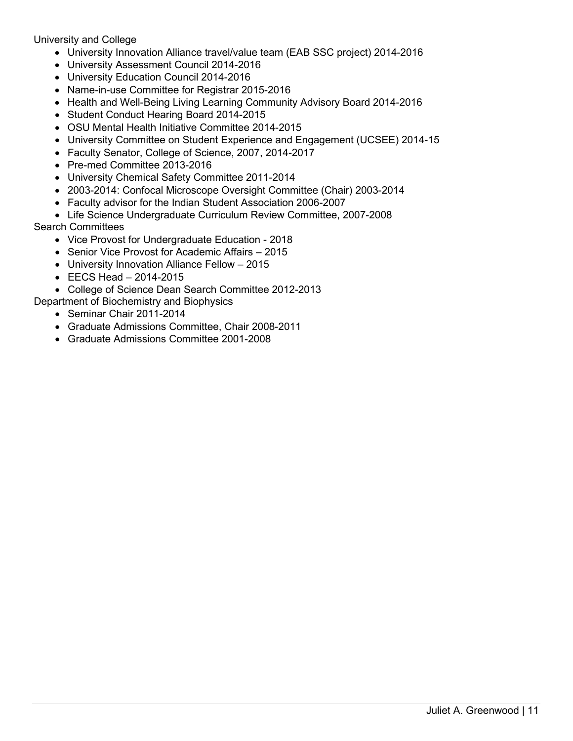University and College

- University Innovation Alliance travel/value team (EAB SSC project) 2014-2016
- University Assessment Council 2014-2016
- University Education Council 2014-2016
- Name-in-use Committee for Registrar 2015-2016
- Health and Well-Being Living Learning Community Advisory Board 2014-2016
- Student Conduct Hearing Board 2014-2015
- OSU Mental Health Initiative Committee 2014-2015
- University Committee on Student Experience and Engagement (UCSEE) 2014-15
- Faculty Senator, College of Science, 2007, 2014-2017
- Pre-med Committee 2013-2016
- University Chemical Safety Committee 2011-2014
- 2003-2014: Confocal Microscope Oversight Committee (Chair) 2003-2014
- Faculty advisor for the Indian Student Association 2006-2007
- Life Science Undergraduate Curriculum Review Committee, 2007-2008

Search Committees

- Vice Provost for Undergraduate Education - 2018
- Senior Vice Provost for Academic Affairs – 2015
- University Innovation Alliance Fellow – 2015
- EECS Head – 2014-2015
- College of Science Dean Search Committee 2012-2013

Department of Biochemistry and Biophysics

- Seminar Chair 2011-2014
- Graduate Admissions Committee, Chair 2008-2011
- Graduate Admissions Committee 2001-2008